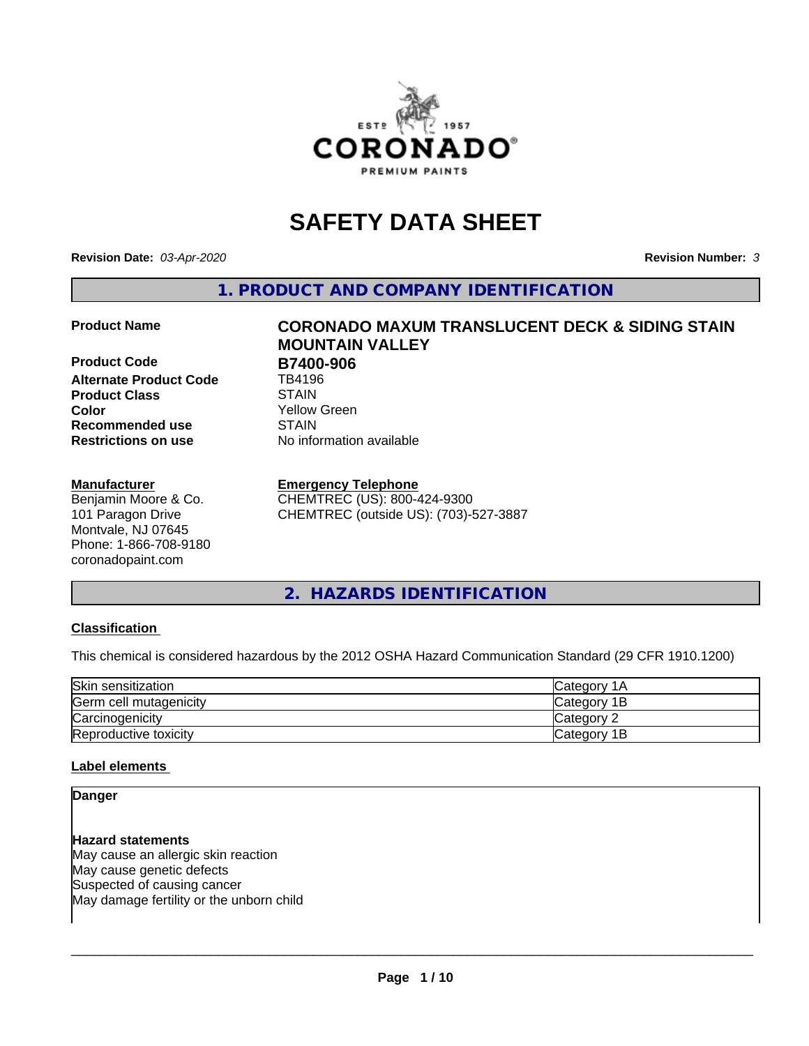# SAFETY DATA SHEET

**Revision Date:** *03-Apr-2020* **Revision Number:** *3*

## 1. PRODUCT AND COMPANY IDENTIFICATION

**Product Name** **CORONADO MAXUM TRANSLUCENT DECK & SIDING STAIN MOUNTAIN VALLEY**

**Product Code** **B7400-906**
**Alternate Product Code** TB4196
**Product Class** STAIN
**Color** Yellow Green
**Recommended use** STAIN
**Restrictions on use** No information available

**Manufacturer**
Benjamin Moore & Co.
101 Paragon Drive
Montvale, NJ 07645
Phone: 1-866-708-9180
coronadopaint.com

**Emergency Telephone**
CHEMTREC (US): 800-424-9300
CHEMTREC (outside US): (703)-527-3887

## 2. HAZARDS IDENTIFICATION

**Classification**

This chemical is considered hazardous by the 2012 OSHA Hazard Communication Standard (29 CFR 1910.1200)

| | |
|---|---|
| Skin sensitization | Category 1A |
| Germ cell mutagenicity | Category 1B |
| Carcinogenicity | Category 2 |
| Reproductive toxicity | Category 1B |

**Label elements**

**Danger**

**Hazard statements**
May cause an allergic skin reaction
May cause genetic defects
Suspected of causing cancer
May damage fertility or the unborn child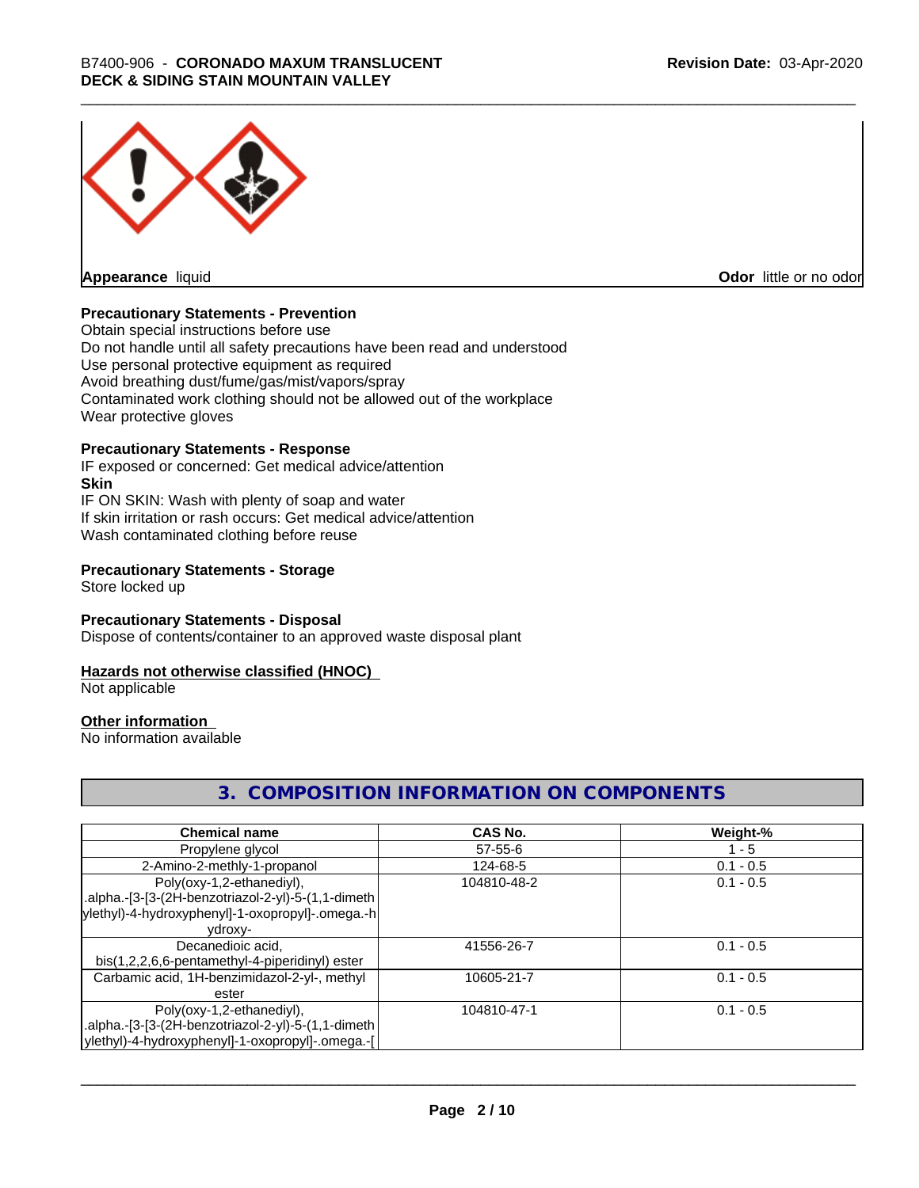**Appearance** liquid

**Odor** little or no odor

**Precautionary Statements - Prevention**

Obtain special instructions before use
Do not handle until all safety precautions have been read and understood
Use personal protective equipment as required
Avoid breathing dust/fume/gas/mist/vapors/spray
Contaminated work clothing should not be allowed out of the workplace
Wear protective gloves

**Precautionary Statements - Response**

IF exposed or concerned: Get medical advice/attention

**Skin**

IF ON SKIN: Wash with plenty of soap and water
If skin irritation or rash occurs: Get medical advice/attention
Wash contaminated clothing before reuse

**Precautionary Statements - Storage**

Store locked up

**Precautionary Statements - Disposal**

Dispose of contents/container to an approved waste disposal plant

**Hazards not otherwise classified (HNOC)**

Not applicable

**Other information**

No information available

## 3. COMPOSITION INFORMATION ON COMPONENTS

| Chemical name | CAS No. | Weight-% |
|---|---|---|
| Propylene glycol | 57-55-6 | 1 - 5 |
| 2-Amino-2-methly-1-propanol | 124-68-5 | 0.1 - 0.5 |
| Poly(oxy-1,2-ethanediyl), .alpha.-[3-[3-(2H-benzotriazol-2-yl)-5-(1,1-dimethylethyl)-4-hydroxyphenyl]-1-oxopropyl]-.omega.-hydroxy- | 104810-48-2 | 0.1 - 0.5 |
| Decanedioic acid, bis(1,2,2,6,6-pentamethyl-4-piperidinyl) ester | 41556-26-7 | 0.1 - 0.5 |
| Carbamic acid, 1H-benzimidazol-2-yl-, methyl ester | 10605-21-7 | 0.1 - 0.5 |
| Poly(oxy-1,2-ethanediyl), .alpha.-[3-[3-(2H-benzotriazol-2-yl)-5-(1,1-dimethylethyl)-4-hydroxyphenyl]-1-oxopropyl]-.omega.-[ | 104810-47-1 | 0.1 - 0.5 |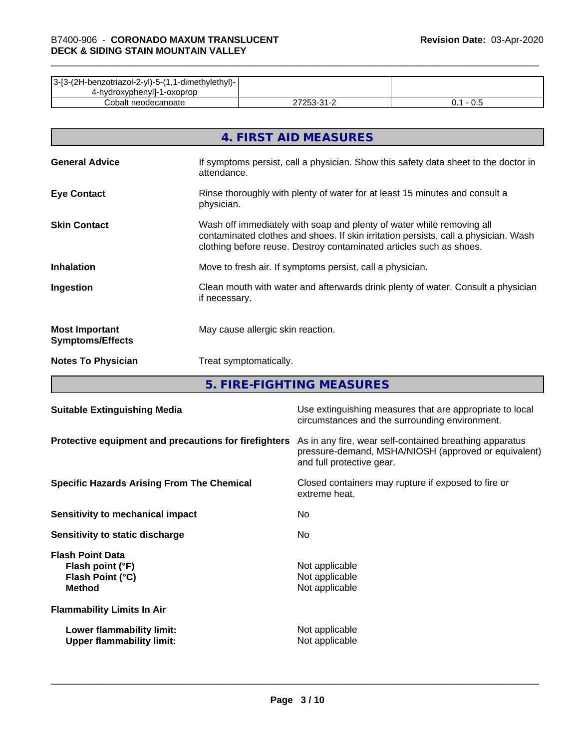| | | |
|---|---|---|
| 3-[3-(2H-benzotriazol-2-yl)-5-(1,1-dimethylethyl)-4-hydroxyphenyl]-1-oxoprop | | |
| Cobalt neodecanoate | 27253-31-2 | 0.1 - 0.5 |

## 4. FIRST AID MEASURES

**General Advice** If symptoms persist, call a physician. Show this safety data sheet to the doctor in attendance.

**Eye Contact** Rinse thoroughly with plenty of water for at least 15 minutes and consult a physician.

**Skin Contact** Wash off immediately with soap and plenty of water while removing all contaminated clothes and shoes. If skin irritation persists, call a physician. Wash clothing before reuse. Destroy contaminated articles such as shoes.

**Inhalation** Move to fresh air. If symptoms persist, call a physician.

**Ingestion** Clean mouth with water and afterwards drink plenty of water. Consult a physician if necessary.

**Most Important Symptoms/Effects** May cause allergic skin reaction.

**Notes To Physician** Treat symptomatically.

## 5. FIRE-FIGHTING MEASURES

**Suitable Extinguishing Media** Use extinguishing measures that are appropriate to local circumstances and the surrounding environment.

**Protective equipment and precautions for firefighters** As in any fire, wear self-contained breathing apparatus pressure-demand, MSHA/NIOSH (approved or equivalent) and full protective gear.

**Specific Hazards Arising From The Chemical** Closed containers may rupture if exposed to fire or extreme heat.

**Sensitivity to mechanical impact** No

**Sensitivity to static discharge** No

**Flash Point Data**
**Flash point (°F)** Not applicable
**Flash Point (°C)** Not applicable
**Method** Not applicable

**Flammability Limits In Air**

**Lower flammability limit:** Not applicable
**Upper flammability limit:** Not applicable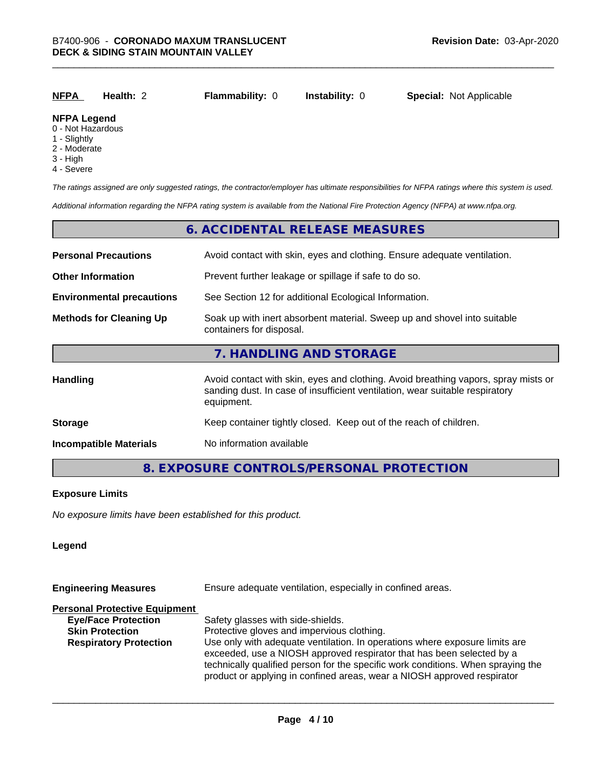| **NFPA** | **Health:** 2 | **Flammability:** 0 | **Instability:** 0 | **Special:** Not Applicable |
|---|---|---|---|---|

**NFPA Legend**
0 - Not Hazardous
1 - Slightly
2 - Moderate
3 - High
4 - Severe

*The ratings assigned are only suggested ratings, the contractor/employer has ultimate responsibilities for NFPA ratings where this system is used.*

*Additional information regarding the NFPA rating system is available from the National Fire Protection Agency (NFPA) at www.nfpa.org.*

## 6. ACCIDENTAL RELEASE MEASURES

| | |
|---|---|
| **Personal Precautions** | Avoid contact with skin, eyes and clothing. Ensure adequate ventilation. |
| **Other Information** | Prevent further leakage or spillage if safe to do so. |
| **Environmental precautions** | See Section 12 for additional Ecological Information. |
| **Methods for Cleaning Up** | Soak up with inert absorbent material. Sweep up and shovel into suitable containers for disposal. |

## 7. HANDLING AND STORAGE

| | |
|---|---|
| **Handling** | Avoid contact with skin, eyes and clothing. Avoid breathing vapors, spray mists or sanding dust. In case of insufficient ventilation, wear suitable respiratory equipment. |
| **Storage** | Keep container tightly closed. Keep out of the reach of children. |
| **Incompatible Materials** | No information available |

## 8. EXPOSURE CONTROLS/PERSONAL PROTECTION

**Exposure Limits**

*No exposure limits have been established for this product.*

**Legend**

| | |
|---|---|
| **Engineering Measures** | Ensure adequate ventilation, especially in confined areas. |

**Personal Protective Equipment**

| | |
|---|---|
| **Eye/Face Protection** | Safety glasses with side-shields. |
| **Skin Protection** | Protective gloves and impervious clothing. |
| **Respiratory Protection** | Use only with adequate ventilation. In operations where exposure limits are exceeded, use a NIOSH approved respirator that has been selected by a technically qualified person for the specific work conditions. When spraying the product or applying in confined areas, wear a NIOSH approved respirator |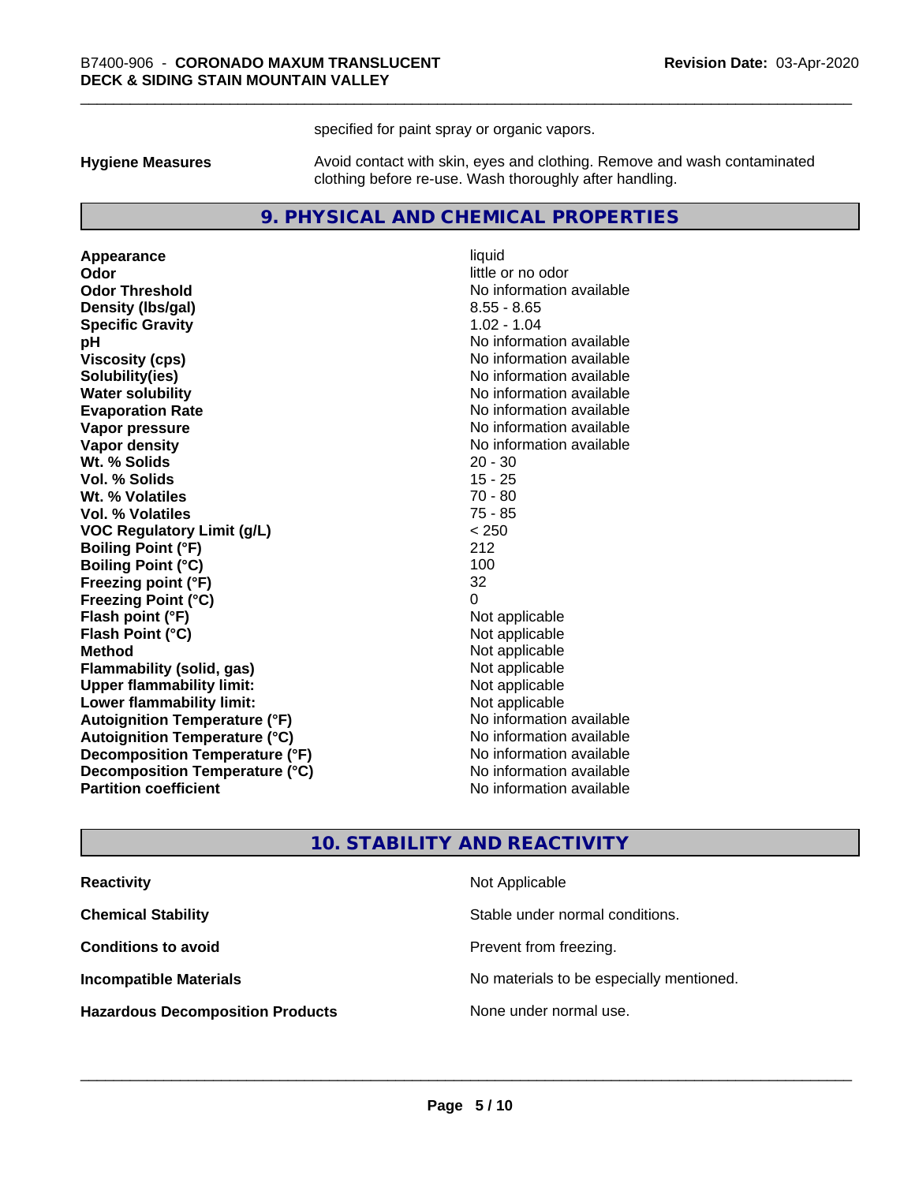specified for paint spray or organic vapors.

**Hygiene Measures** Avoid contact with skin, eyes and clothing. Remove and wash contaminated clothing before re-use. Wash thoroughly after handling.

## 9. PHYSICAL AND CHEMICAL PROPERTIES

| Property | Value |
|---|---|
| **Appearance** | liquid |
| **Odor** | little or no odor |
| **Odor Threshold** | No information available |
| **Density (lbs/gal)** | 8.55 - 8.65 |
| **Specific Gravity** | 1.02 - 1.04 |
| **pH** | No information available |
| **Viscosity (cps)** | No information available |
| **Solubility(ies)** | No information available |
| **Water solubility** | No information available |
| **Evaporation Rate** | No information available |
| **Vapor pressure** | No information available |
| **Vapor density** | No information available |
| **Wt. % Solids** | 20 - 30 |
| **Vol. % Solids** | 15 - 25 |
| **Wt. % Volatiles** | 70 - 80 |
| **Vol. % Volatiles** | 75 - 85 |
| **VOC Regulatory Limit (g/L)** | < 250 |
| **Boiling Point (°F)** | 212 |
| **Boiling Point (°C)** | 100 |
| **Freezing point (°F)** | 32 |
| **Freezing Point (°C)** | 0 |
| **Flash point (°F)** | Not applicable |
| **Flash Point (°C)** | Not applicable |
| **Method** | Not applicable |
| **Flammability (solid, gas)** | Not applicable |
| **Upper flammability limit:** | Not applicable |
| **Lower flammability limit:** | Not applicable |
| **Autoignition Temperature (°F)** | No information available |
| **Autoignition Temperature (°C)** | No information available |
| **Decomposition Temperature (°F)** | No information available |
| **Decomposition Temperature (°C)** | No information available |
| **Partition coefficient** | No information available |

## 10. STABILITY AND REACTIVITY

| Property | Value |
|---|---|
| **Reactivity** | Not Applicable |
| **Chemical Stability** | Stable under normal conditions. |
| **Conditions to avoid** | Prevent from freezing. |
| **Incompatible Materials** | No materials to be especially mentioned. |
| **Hazardous Decomposition Products** | None under normal use. |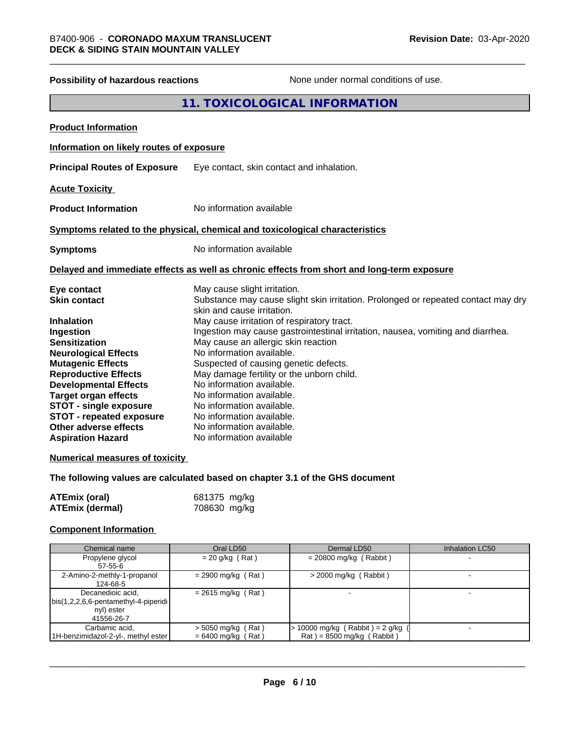**Possibility of hazardous reactions** None under normal conditions of use.

## 11. TOXICOLOGICAL INFORMATION

**Product Information**

**Information on likely routes of exposure**

**Principal Routes of Exposure** Eye contact, skin contact and inhalation.

**Acute Toxicity**

**Product Information** No information available

**Symptoms related to the physical, chemical and toxicological characteristics**

**Symptoms** No information available

**Delayed and immediate effects as well as chronic effects from short and long-term exposure**

| | |
|---|---|
| **Eye contact** | May cause slight irritation. |
| **Skin contact** | Substance may cause slight skin irritation. Prolonged or repeated contact may dry skin and cause irritation. |
| **Inhalation** | May cause irritation of respiratory tract. |
| **Ingestion** | Ingestion may cause gastrointestinal irritation, nausea, vomiting and diarrhea. |
| **Sensitization** | May cause an allergic skin reaction |
| **Neurological Effects** | No information available. |
| **Mutagenic Effects** | Suspected of causing genetic defects. |
| **Reproductive Effects** | May damage fertility or the unborn child. |
| **Developmental Effects** | No information available. |
| **Target organ effects** | No information available. |
| **STOT - single exposure** | No information available. |
| **STOT - repeated exposure** | No information available. |
| **Other adverse effects** | No information available. |
| **Aspiration Hazard** | No information available |

**Numerical measures of toxicity**

**The following values are calculated based on chapter 3.1 of the GHS document**

| | |
|---|---|
| **ATEmix (oral)** | 681375 mg/kg |
| **ATEmix (dermal)** | 708630 mg/kg |

**Component Information**

| Chemical name | Oral LD50 | Dermal LD50 | Inhalation LC50 |
|---|---|---|---|
| Propylene glycol 57-55-6 | = 20 g/kg ( Rat ) | = 20800 mg/kg ( Rabbit ) | - |
| 2-Amino-2-methly-1-propanol 124-68-5 | = 2900 mg/kg ( Rat ) | > 2000 mg/kg ( Rabbit ) | - |
| Decanedioic acid, bis(1,2,2,6,6-pentamethyl-4-piperidinyl) ester 41556-26-7 | = 2615 mg/kg ( Rat ) | - | - |
| Carbamic acid, 1H-benzimidazol-2-yl-, methyl ester | > 5050 mg/kg ( Rat ) = 6400 mg/kg ( Rat ) | > 10000 mg/kg ( Rabbit ) = 2 g/kg ( Rat ) = 8500 mg/kg ( Rabbit ) | - |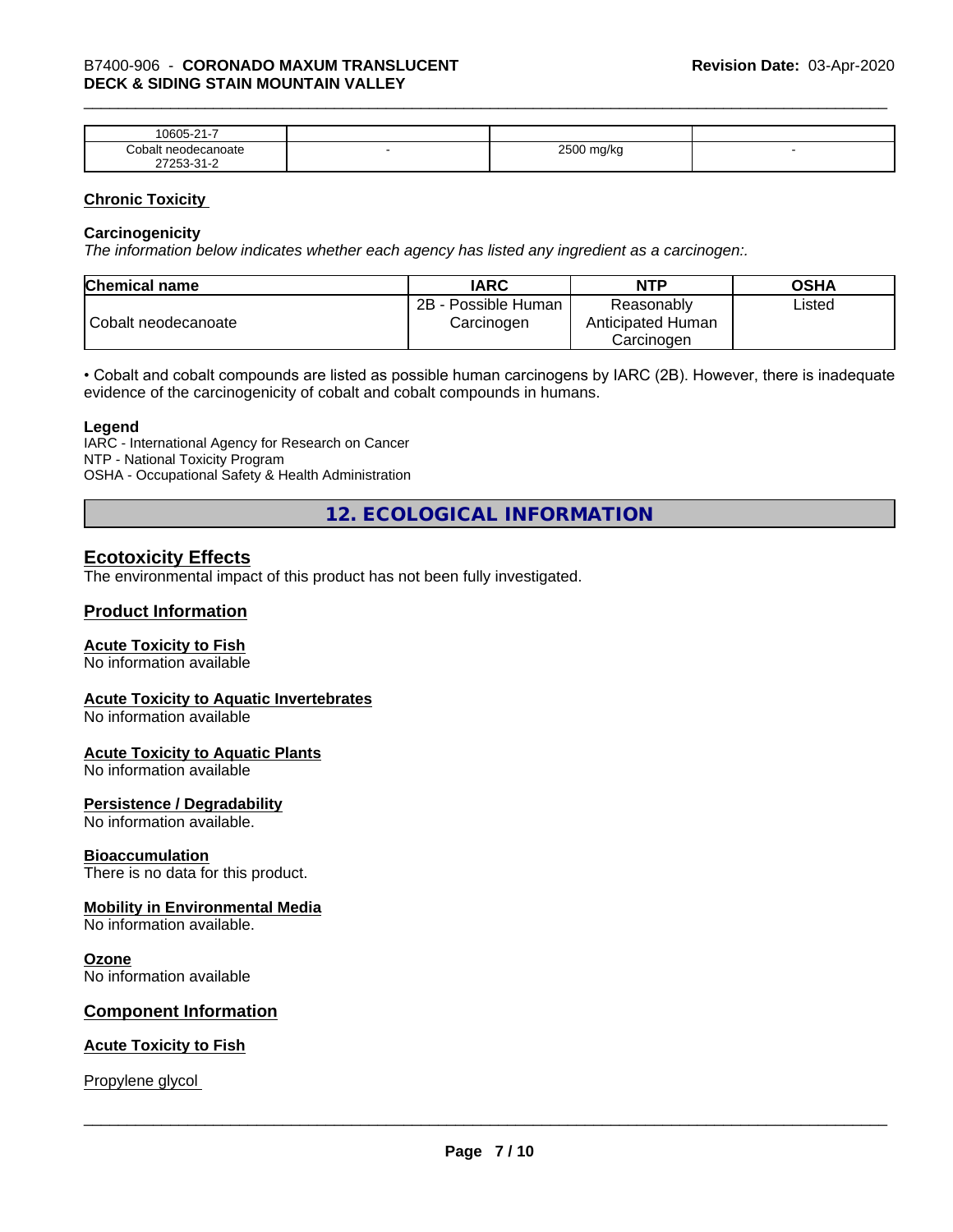| 10605-21-7 | | | |
|---|---|---|---|
| Cobalt neodecanoate<br>27253-31-2 | - | 2500 mg/kg | - |

**Chronic Toxicity**

**Carcinogenicity**

*The information below indicates whether each agency has listed any ingredient as a carcinogen:.*

| Chemical name | IARC | NTP | OSHA |
|---|---|---|---|
| Cobalt neodecanoate | 2B - Possible Human Carcinogen | Reasonably Anticipated Human Carcinogen | Listed |

• Cobalt and cobalt compounds are listed as possible human carcinogens by IARC (2B). However, there is inadequate evidence of the carcinogenicity of cobalt and cobalt compounds in humans.

**Legend**

IARC - International Agency for Research on Cancer
NTP - National Toxicity Program
OSHA - Occupational Safety & Health Administration

## 12. ECOLOGICAL INFORMATION

### Ecotoxicity Effects

The environmental impact of this product has not been fully investigated.

### Product Information

**Acute Toxicity to Fish**

No information available

**Acute Toxicity to Aquatic Invertebrates**

No information available

**Acute Toxicity to Aquatic Plants**

No information available

**Persistence / Degradability**

No information available.

**Bioaccumulation**

There is no data for this product.

**Mobility in Environmental Media**

No information available.

**Ozone**

No information available

### Component Information

**Acute Toxicity to Fish**

Propylene glycol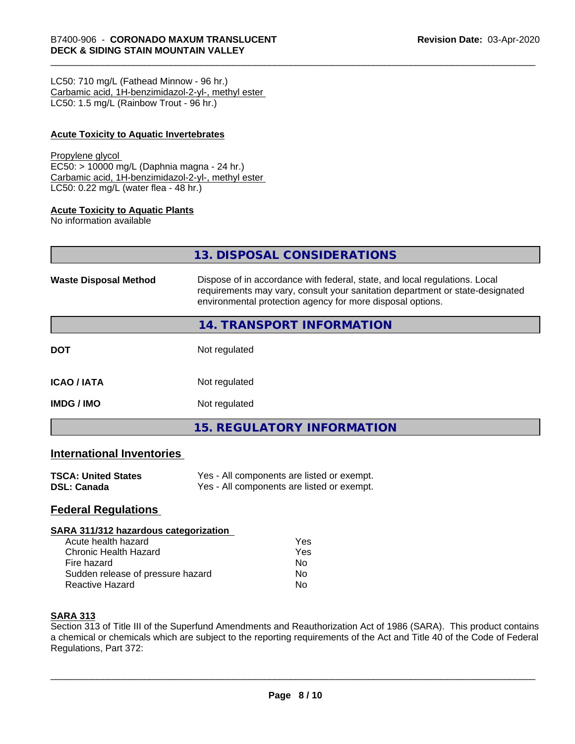LC50: 710 mg/L (Fathead Minnow - 96 hr.)
Carbamic acid, 1H-benzimidazol-2-yl-, methyl ester
LC50: 1.5 mg/L (Rainbow Trout - 96 hr.)

**Acute Toxicity to Aquatic Invertebrates**

Propylene glycol
EC50: > 10000 mg/L (Daphnia magna - 24 hr.)
Carbamic acid, 1H-benzimidazol-2-yl-, methyl ester
LC50: 0.22 mg/L (water flea - 48 hr.)

**Acute Toxicity to Aquatic Plants**
No information available

## 13. DISPOSAL CONSIDERATIONS

**Waste Disposal Method** Dispose of in accordance with federal, state, and local regulations. Local requirements may vary, consult your sanitation department or state-designated environmental protection agency for more disposal options.

## 14. TRANSPORT INFORMATION

| | |
|---|---|
| **DOT** | Not regulated |
| **ICAO / IATA** | Not regulated |
| **IMDG / IMO** | Not regulated |

## 15. REGULATORY INFORMATION

### International Inventories

| | |
|---|---|
| **TSCA: United States** | Yes - All components are listed or exempt. |
| **DSL: Canada** | Yes - All components are listed or exempt. |

### Federal Regulations

**SARA 311/312 hazardous categorization**

| | |
|---|---|
| Acute health hazard | Yes |
| Chronic Health Hazard | Yes |
| Fire hazard | No |
| Sudden release of pressure hazard | No |
| Reactive Hazard | No |

**SARA 313**
Section 313 of Title III of the Superfund Amendments and Reauthorization Act of 1986 (SARA). This product contains a chemical or chemicals which are subject to the reporting requirements of the Act and Title 40 of the Code of Federal Regulations, Part 372: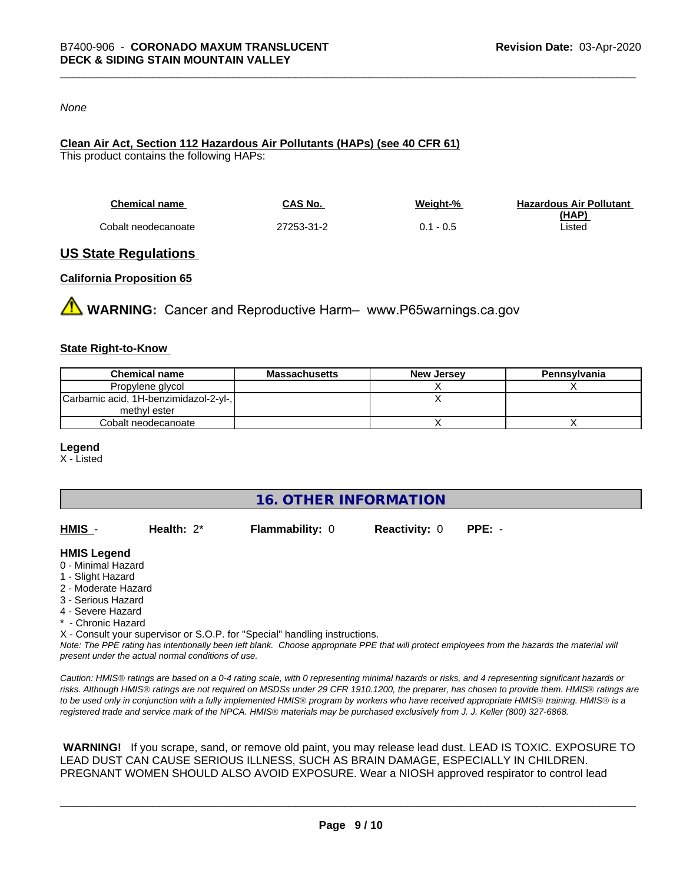*None*

**Clean Air Act, Section 112 Hazardous Air Pollutants (HAPs) (see 40 CFR 61)**

This product contains the following HAPs:

| Chemical name | CAS No. | Weight-% | Hazardous Air Pollutant (HAP) |
|---|---|---|---|
| Cobalt neodecanoate | 27253-31-2 | 0.1 - 0.5 | Listed |

## US State Regulations

**California Proposition 65**

⚠ **WARNING:** Cancer and Reproductive Harm– www.P65warnings.ca.gov

**State Right-to-Know**

| Chemical name | Massachusetts | New Jersey | Pennsylvania |
|---|---|---|---|
| Propylene glycol | | X | X |
| Carbamic acid, 1H-benzimidazol-2-yl-, methyl ester | | X | |
| Cobalt neodecanoate | | X | X |

**Legend**

X - Listed

## 16. OTHER INFORMATION

**HMIS** - **Health:** 2* **Flammability:** 0 **Reactivity:** 0 **PPE:** -

**HMIS Legend**

0 - Minimal Hazard
1 - Slight Hazard
2 - Moderate Hazard
3 - Serious Hazard
4 - Severe Hazard
* - Chronic Hazard
X - Consult your supervisor or S.O.P. for "Special" handling instructions.

*Note: The PPE rating has intentionally been left blank. Choose appropriate PPE that will protect employees from the hazards the material will present under the actual normal conditions of use.*

*Caution: HMIS® ratings are based on a 0-4 rating scale, with 0 representing minimal hazards or risks, and 4 representing significant hazards or risks. Although HMIS® ratings are not required on MSDSs under 29 CFR 1910.1200, the preparer, has chosen to provide them. HMIS® ratings are to be used only in conjunction with a fully implemented HMIS® program by workers who have received appropriate HMIS® training. HMIS® is a registered trade and service mark of the NPCA. HMIS® materials may be purchased exclusively from J. J. Keller (800) 327-6868.*

**WARNING!** If you scrape, sand, or remove old paint, you may release lead dust. LEAD IS TOXIC. EXPOSURE TO LEAD DUST CAN CAUSE SERIOUS ILLNESS, SUCH AS BRAIN DAMAGE, ESPECIALLY IN CHILDREN. PREGNANT WOMEN SHOULD ALSO AVOID EXPOSURE. Wear a NIOSH approved respirator to control lead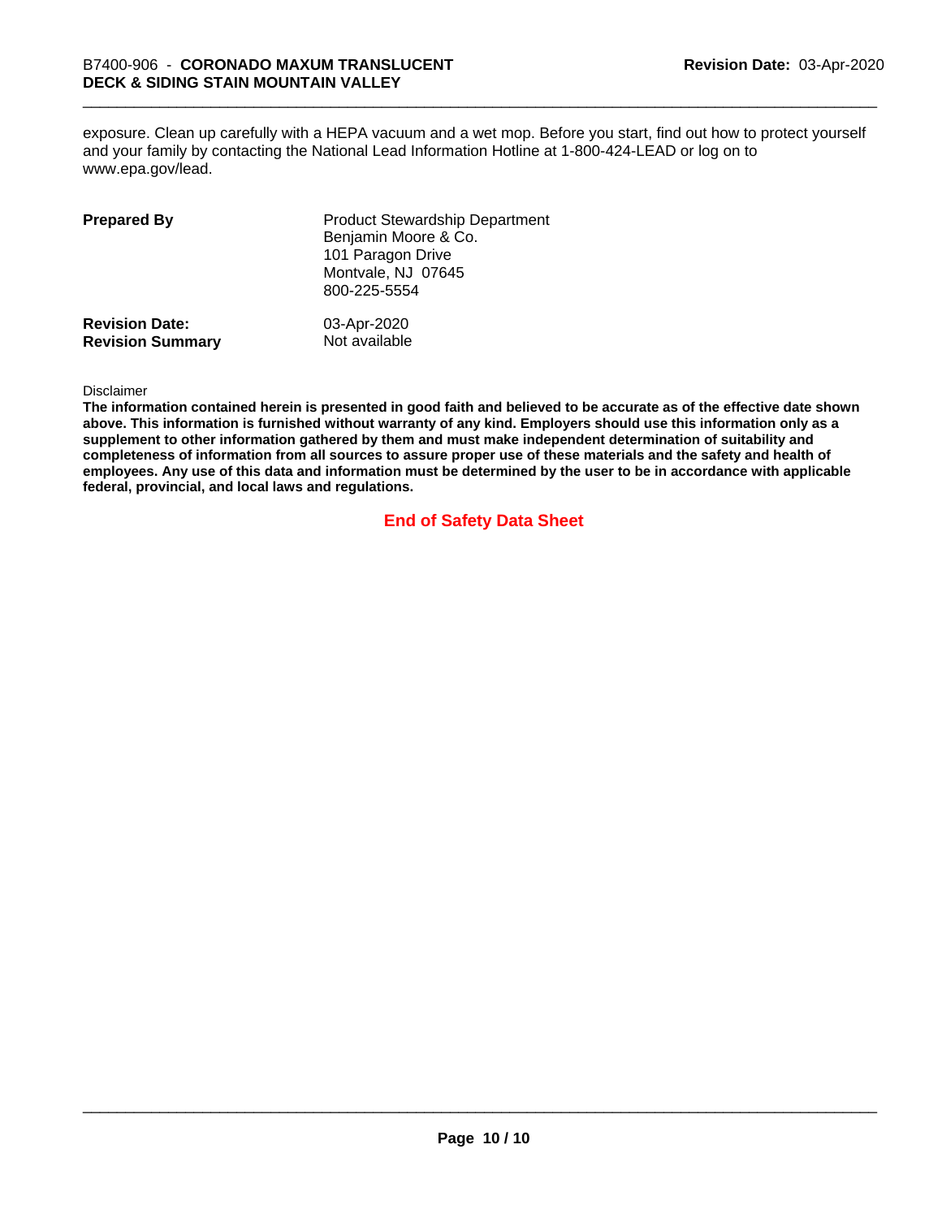exposure. Clean up carefully with a HEPA vacuum and a wet mop. Before you start, find out how to protect yourself and your family by contacting the National Lead Information Hotline at 1-800-424-LEAD or log on to www.epa.gov/lead.

| | |
|---|---|
| **Prepared By** | Product Stewardship Department<br>Benjamin Moore & Co.<br>101 Paragon Drive<br>Montvale, NJ 07645<br>800-225-5554 |
| **Revision Date:** | 03-Apr-2020 |
| **Revision Summary** | Not available |

Disclaimer

**The information contained herein is presented in good faith and believed to be accurate as of the effective date shown above. This information is furnished without warranty of any kind. Employers should use this information only as a supplement to other information gathered by them and must make independent determination of suitability and completeness of information from all sources to assure proper use of these materials and the safety and health of employees. Any use of this data and information must be determined by the user to be in accordance with applicable federal, provincial, and local laws and regulations.**

**End of Safety Data Sheet**